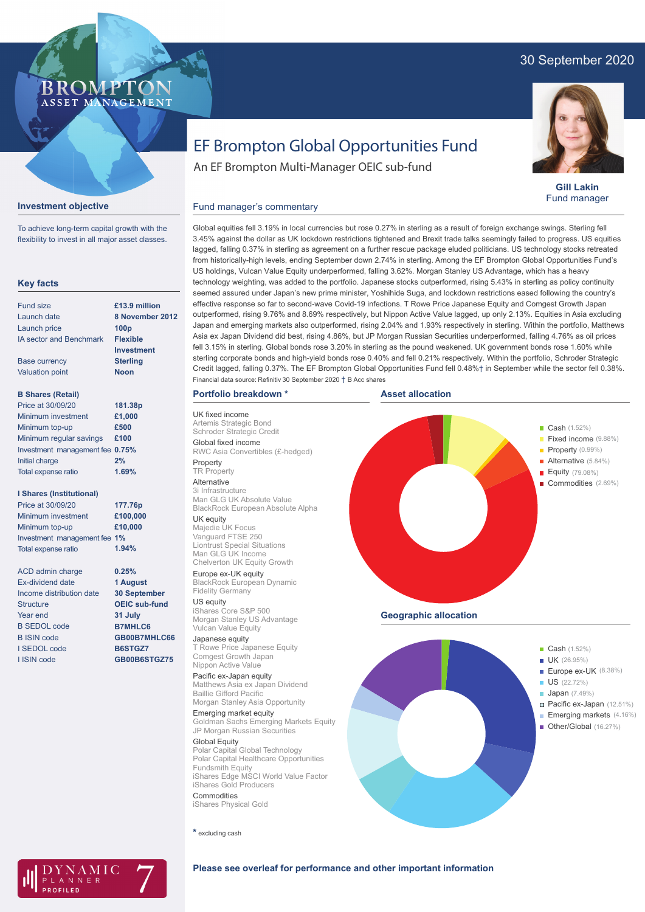30 September 2020

# EF Brompton Global Opportunities Fund

An EF Brompton Multi-Manager OEIC sub-fund

**Gill Lakin**
Fund manager

## Investment objective

To achieve long-term capital growth with the flexibility to invest in all major asset classes.

## Key facts

| | |
|---|---|
| Fund size | £13.9 million |
| Launch date | 8 November 2012 |
| Launch price | 100p |
| IA sector and Benchmark | Flexible Investment |
| Base currency | Sterling |
| Valuation point | Noon |

**B Shares (Retail)**

| | |
|---|---|
| Price at 30/09/20 | 181.38p |
| Minimum investment | £1,000 |
| Minimum top-up | £500 |
| Minimum regular savings | £100 |
| Investment management fee | 0.75% |
| Initial charge | 2% |
| Total expense ratio | 1.69% |

**I Shares (Institutional)**

| | |
|---|---|
| Price at 30/09/20 | 177.76p |
| Minimum investment | £100,000 |
| Minimum top-up | £10,000 |
| Investment management fee | 1% |
| Total expense ratio | 1.94% |

| | |
|---|---|
| ACD admin charge | 0.25% |
| Ex-dividend date | 1 August |
| Income distribution date | 30 September |
| Structure | OEIC sub-fund |
| Year end | 31 July |
| B SEDOL code | B7MHLC6 |
| B ISIN code | GB00B7MHLC66 |
| I SEDOL code | B6STGZ7 |
| I ISIN code | GB00B6STGZ75 |

## Fund manager's commentary

Global equities fell 3.19% in local currencies but rose 0.27% in sterling as a result of foreign exchange swings. Sterling fell 3.45% against the dollar as UK lockdown restrictions tightened and Brexit trade talks seemingly failed to progress. US equities lagged, falling 0.37% in sterling as agreement on a further rescue package eluded politicians. US technology stocks retreated from historically-high levels, ending September down 2.74% in sterling. Among the EF Brompton Global Opportunities Fund's US holdings, Vulcan Value Equity underperformed, falling 3.62%. Morgan Stanley US Advantage, which has a heavy technology weighting, was added to the portfolio. Japanese stocks outperformed, rising 5.43% in sterling as policy continuity seemed assured under Japan's new prime minister, Yoshihide Suga, and lockdown restrictions eased following the country's effective response so far to second-wave Covid-19 infections. T Rowe Price Japanese Equity and Comgest Growth Japan outperformed, rising 9.76% and 8.69% respectively, but Nippon Active Value lagged, up only 2.13%. Equities in Asia excluding Japan and emerging markets also outperformed, rising 2.04% and 1.93% respectively in sterling. Within the portfolio, Matthews Asia ex Japan Dividend did best, rising 4.86%, but JP Morgan Russian Securities underperformed, falling 4.76% as oil prices fell 3.15% in sterling. Global bonds rose 3.20% in sterling as the pound weakened. UK government bonds rose 1.60% while sterling corporate bonds and high-yield bonds rose 0.40% and fell 0.21% respectively. Within the portfolio, Schroder Strategic Credit lagged, falling 0.37%. The EF Brompton Global Opportunities Fund fell 0.48%† in September while the sector fell 0.38%.

Financial data source: Refinitiv 30 September 2020 † B Acc shares

## Portfolio breakdown *

**UK fixed income**
Artemis Strategic Bond
Schroder Strategic Credit

**Global fixed income**
RWC Asia Convertibles (£-hedged)

**Property**
TR Property

**Alternative**
3i Infrastructure
Man GLG UK Absolute Value
BlackRock European Absolute Alpha

**UK equity**
Majedie UK Focus
Vanguard FTSE 250
Liontrust Special Situations
Man GLG UK Income
Chelverton UK Equity Growth

**Europe ex-UK equity**
BlackRock European Dynamic
Fidelity Germany

**US equity**
iShares Core S&P 500
Morgan Stanley US Advantage
Vulcan Value Equity

**Japanese equity**
T Rowe Price Japanese Equity
Comgest Growth Japan
Nippon Active Value

**Pacific ex-Japan equity**
Matthews Asia ex Japan Dividend
Baillie Gifford Pacific
Morgan Stanley Asia Opportunity

**Emerging market equity**
Goldman Sachs Emerging Markets Equity
JP Morgan Russian Securities

**Global Equity**
Polar Capital Global Technology
Polar Capital Healthcare Opportunities
Fundsmith Equity
iShares Edge MSCI World Value Factor
iShares Gold Producers

**Commodities**
iShares Physical Gold

* excluding cash

## Asset allocation

| Asset | Allocation |
|---|---|
| Cash | 1.52% |
| Fixed income | 9.88% |
| Property | 0.99% |
| Alternative | 5.84% |
| Equity | 79.08% |
| Commodities | 2.69% |

## Geographic allocation

| Region | Allocation |
|---|---|
| Cash | 1.52% |
| UK | 26.95% |
| Europe ex-UK | 8.38% |
| US | 22.72% |
| Japan | 7.49% |
| Pacific ex-Japan | 12.51% |
| Emerging markets | 4.16% |
| Other/Global | 16.27% |

**Please see overleaf for performance and other important information**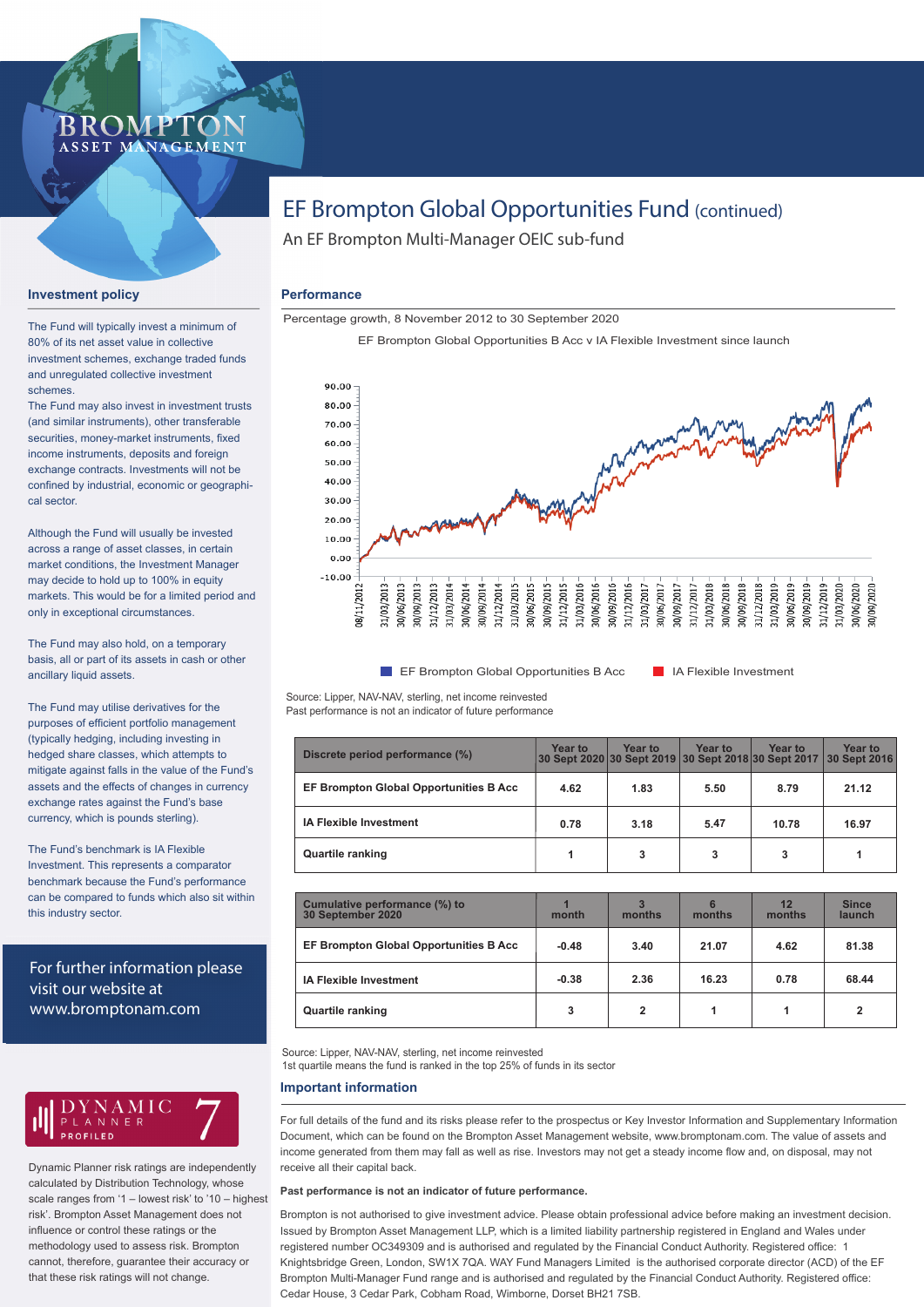# EF Brompton Global Opportunities Fund (continued)

An EF Brompton Multi-Manager OEIC sub-fund

## Investment policy

The Fund will typically invest a minimum of 80% of its net asset value in collective investment schemes, exchange traded funds and unregulated collective investment schemes.

The Fund may also invest in investment trusts (and similar instruments), other transferable securities, money-market instruments, fixed income instruments, deposits and foreign exchange contracts. Investments will not be confined by industrial, economic or geographical sector.

Although the Fund will usually be invested across a range of asset classes, in certain market conditions, the Investment Manager may decide to hold up to 100% in equity markets. This would be for a limited period and only in exceptional circumstances.

The Fund may also hold, on a temporary basis, all or part of its assets in cash or other ancillary liquid assets.

The Fund may utilise derivatives for the purposes of efficient portfolio management (typically hedging, including investing in hedged share classes, which attempts to mitigate against falls in the value of the Fund's assets and the effects of changes in currency exchange rates against the Fund's base currency, which is pounds sterling).

The Fund's benchmark is IA Flexible Investment. This represents a comparator benchmark because the Fund's performance can be compared to funds which also sit within this industry sector.

For further information please visit our website at www.bromptonam.com

DYNAMIC PLANNER PROFILED 7

Dynamic Planner risk ratings are independently calculated by Distribution Technology, whose scale ranges from '1 – lowest risk' to '10 – highest risk'. Brompton Asset Management does not influence or control these ratings or the methodology used to assess risk. Brompton cannot, therefore, guarantee their accuracy or that these risk ratings will not change.

## Performance

Percentage growth, 8 November 2012 to 30 September 2020

EF Brompton Global Opportunities B Acc v IA Flexible Investment since launch

90.00
80.00
70.00
60.00
50.00
40.00
30.00
20.00
10.00
0.00
-10.00

08/11/2012, 31/03/2013, 30/06/2013, 30/09/2013, 31/12/2013, 31/03/2014, 30/06/2014, 30/09/2014, 31/12/2014, 31/03/2015, 30/06/2015, 30/09/2015, 31/12/2015, 31/03/2016, 30/06/2016, 30/09/2016, 31/12/2016, 31/03/2017, 30/06/2017, 30/09/2017, 31/12/2017, 31/03/2018, 30/06/2018, 30/09/2018, 31/12/2018, 31/03/2019, 30/06/2019, 30/09/2019, 31/12/2019, 31/03/2020, 30/06/2020, 30/09/2020

EF Brompton Global Opportunities B Acc
IA Flexible Investment

Source: Lipper, NAV-NAV, sterling, net income reinvested
Past performance is not an indicator of future performance

| Discrete period performance (%) | Year to 30 Sept 2020 | Year to 30 Sept 2019 | Year to 30 Sept 2018 | Year to 30 Sept 2017 | Year to 30 Sept 2016 |
|---|---|---|---|---|---|
| EF Brompton Global Opportunities B Acc | 4.62 | 1.83 | 5.50 | 8.79 | 21.12 |
| IA Flexible Investment | 0.78 | 3.18 | 5.47 | 10.78 | 16.97 |
| Quartile ranking | 1 | 3 | 3 | 3 | 1 |

| Cumulative performance (%) to 30 September 2020 | 1 month | 3 months | 6 months | 12 months | Since launch |
|---|---|---|---|---|---|
| EF Brompton Global Opportunities B Acc | -0.48 | 3.40 | 21.07 | 4.62 | 81.38 |
| IA Flexible Investment | -0.38 | 2.36 | 16.23 | 0.78 | 68.44 |
| Quartile ranking | 3 | 2 | 1 | 1 | 2 |

Source: Lipper, NAV-NAV, sterling, net income reinvested
1st quartile means the fund is ranked in the top 25% of funds in its sector

## Important information

For full details of the fund and its risks please refer to the prospectus or Key Investor Information and Supplementary Information Document, which can be found on the Brompton Asset Management website, www.bromptonam.com. The value of assets and income generated from them may fall as well as rise. Investors may not get a steady income flow and, on disposal, may not receive all their capital back.

**Past performance is not an indicator of future performance.**

Brompton is not authorised to give investment advice. Please obtain professional advice before making an investment decision. Issued by Brompton Asset Management LLP, which is a limited liability partnership registered in England and Wales under registered number OC349309 and is authorised and regulated by the Financial Conduct Authority. Registered office: 1 Knightsbridge Green, London, SW1X 7QA. WAY Fund Managers Limited is the authorised corporate director (ACD) of the EF Brompton Multi-Manager Fund range and is authorised and regulated by the Financial Conduct Authority. Registered office: Cedar House, 3 Cedar Park, Cobham Road, Wimborne, Dorset BH21 7SB.